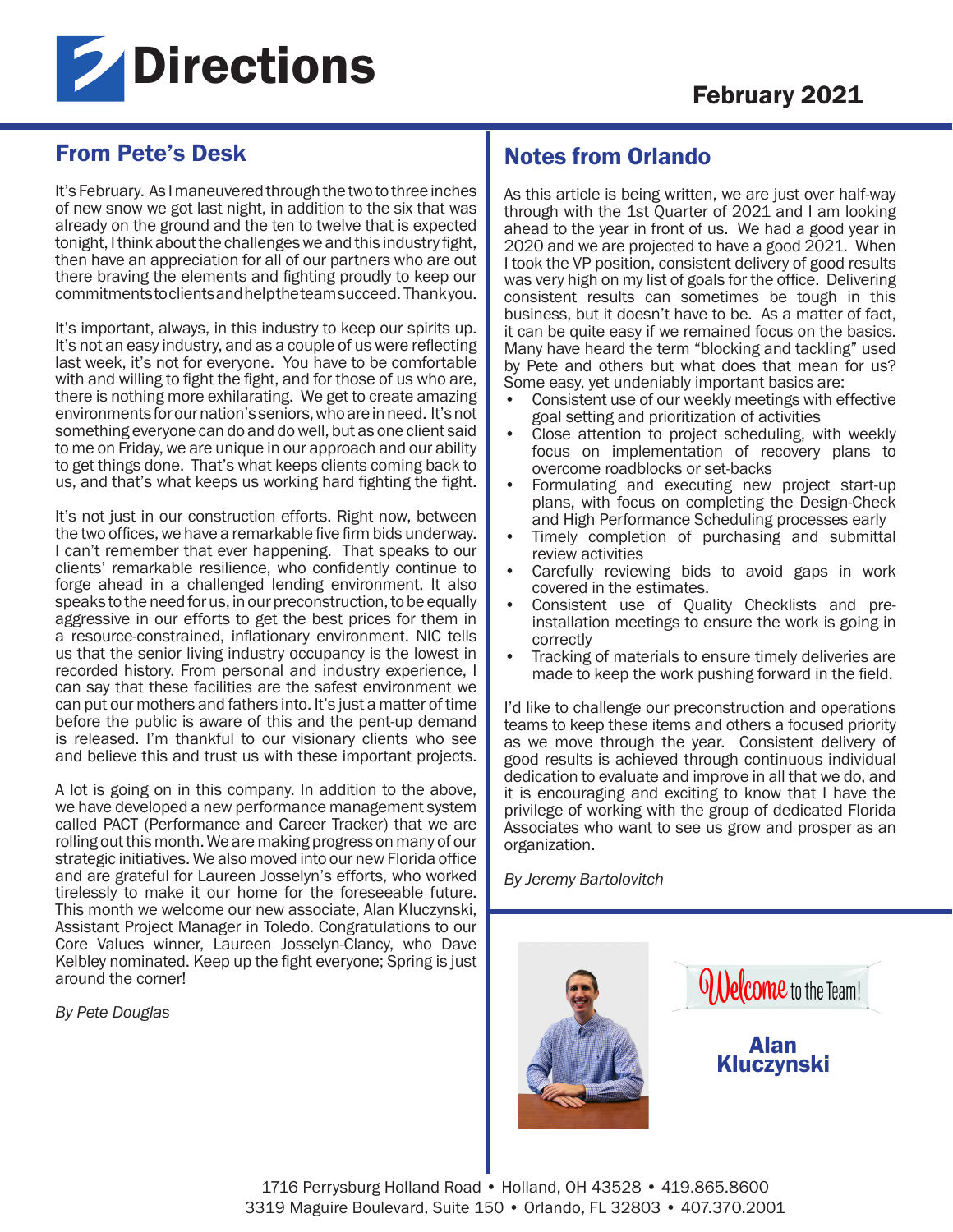# Directions

February 2021

## From Pete's Desk

It's February. As I maneuvered through the two to three inches of new snow we got last night, in addition to the six that was already on the ground and the ten to twelve that is expected tonight, I think about the challenges we and this industry fight, then have an appreciation for all of our partners who are out there braving the elements and fighting proudly to keep our commitments to clients and help the team succeed. Thank you.

It's important, always, in this industry to keep our spirits up. It's not an easy industry, and as a couple of us were reflecting last week, it's not for everyone. You have to be comfortable with and willing to fight the fight, and for those of us who are, there is nothing more exhilarating. We get to create amazing environments for our nation's seniors, who are in need. It's not something everyone can do and do well, but as one client said to me on Friday, we are unique in our approach and our ability to get things done. That's what keeps clients coming back to us, and that's what keeps us working hard fighting the fight.

It's not just in our construction efforts. Right now, between the two offices, we have a remarkable five firm bids underway. I can't remember that ever happening. That speaks to our clients' remarkable resilience, who confidently continue to forge ahead in a challenged lending environment. It also speaks to the need for us, in our preconstruction, to be equally aggressive in our efforts to get the best prices for them in a resource-constrained, inflationary environment. NIC tells us that the senior living industry occupancy is the lowest in recorded history. From personal and industry experience, I can say that these facilities are the safest environment we can put our mothers and fathers into. It's just a matter of time before the public is aware of this and the pent-up demand is released. I'm thankful to our visionary clients who see and believe this and trust us with these important projects.

A lot is going on in this company. In addition to the above, we have developed a new performance management system called PACT (Performance and Career Tracker) that we are rolling out this month. We are making progress on many of our strategic initiatives. We also moved into our new Florida office and are grateful for Laureen Josselyn's efforts, who worked tirelessly to make it our home for the foreseeable future. This month we welcome our new associate, Alan Kluczynski, Assistant Project Manager in Toledo. Congratulations to our Core Values winner, Laureen Josselyn-Clancy, who Dave Kelbley nominated. Keep up the fight everyone; Spring is just around the corner!

*By Pete Douglas*

## Notes from Orlando

As this article is being written, we are just over half-way through with the 1st Quarter of 2021 and I am looking ahead to the year in front of us. We had a good year in 2020 and we are projected to have a good 2021. When I took the VP position, consistent delivery of good results was very high on my list of goals for the office. Delivering consistent results can sometimes be tough in this business, but it doesn't have to be. As a matter of fact, it can be quite easy if we remained focus on the basics. Many have heard the term "blocking and tackling" used by Pete and others but what does that mean for us? Some easy, yet undeniably important basics are:

- Consistent use of our weekly meetings with effective goal setting and prioritization of activities
- Close attention to project scheduling, with weekly focus on implementation of recovery plans to overcome roadblocks or set-backs
- Formulating and executing new project start-up plans, with focus on completing the Design-Check and High Performance Scheduling processes early
- Timely completion of purchasing and submittal review activities
- Carefully reviewing bids to avoid gaps in work covered in the estimates.
- Consistent use of Quality Checklists and pre-installation meetings to ensure the work is going in correctly
- Tracking of materials to ensure timely deliveries are made to keep the work pushing forward in the field.

I'd like to challenge our preconstruction and operations teams to keep these items and others a focused priority as we move through the year. Consistent delivery of good results is achieved through continuous individual dedication to evaluate and improve in all that we do, and it is encouraging and exciting to know that I have the privilege of working with the group of dedicated Florida Associates who want to see us grow and prosper as an organization.

*By Jeremy Bartolovitch*

Welcome to the Team!

**Alan Kluczynski**

1716 Perrysburg Holland Road • Holland, OH 43528 • 419.865.8600
3319 Maguire Boulevard, Suite 150 • Orlando, FL 32803 • 407.370.2001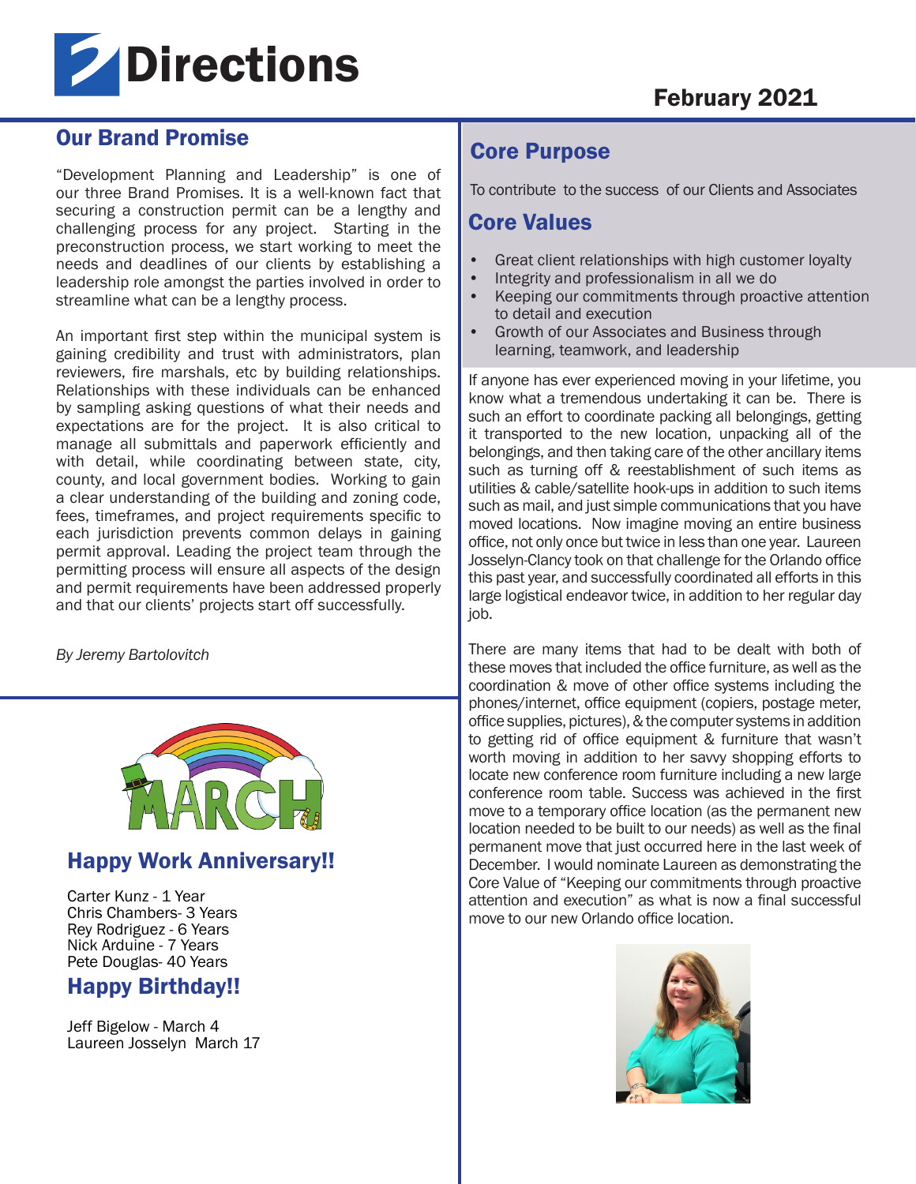# Directions

February 2021

## Our Brand Promise

"Development Planning and Leadership" is one of our three Brand Promises. It is a well-known fact that securing a construction permit can be a lengthy and challenging process for any project. Starting in the preconstruction process, we start working to meet the needs and deadlines of our clients by establishing a leadership role amongst the parties involved in order to streamline what can be a lengthy process.

An important first step within the municipal system is gaining credibility and trust with administrators, plan reviewers, fire marshals, etc by building relationships. Relationships with these individuals can be enhanced by sampling asking questions of what their needs and expectations are for the project. It is also critical to manage all submittals and paperwork efficiently and with detail, while coordinating between state, city, county, and local government bodies. Working to gain a clear understanding of the building and zoning code, fees, timeframes, and project requirements specific to each jurisdiction prevents common delays in gaining permit approval. Leading the project team through the permitting process will ensure all aspects of the design and permit requirements have been addressed properly and that our clients' projects start off successfully.

*By Jeremy Bartolovitch*

MARCH

## Happy Work Anniversary!!

Carter Kunz - 1 Year
Chris Chambers- 3 Years
Rey Rodriguez - 6 Years
Nick Arduine - 7 Years
Pete Douglas- 40 Years

## Happy Birthday!!

Jeff Bigelow - March 4
Laureen Josselyn March 17

## Core Purpose

To contribute to the success of our Clients and Associates

## Core Values

- Great client relationships with high customer loyalty
- Integrity and professionalism in all we do
- Keeping our commitments through proactive attention to detail and execution
- Growth of our Associates and Business through learning, teamwork, and leadership

If anyone has ever experienced moving in your lifetime, you know what a tremendous undertaking it can be. There is such an effort to coordinate packing all belongings, getting it transported to the new location, unpacking all of the belongings, and then taking care of the other ancillary items such as turning off & reestablishment of such items as utilities & cable/satellite hook-ups in addition to such items such as mail, and just simple communications that you have moved locations. Now imagine moving an entire business office, not only once but twice in less than one year. Laureen Josselyn-Clancy took on that challenge for the Orlando office this past year, and successfully coordinated all efforts in this large logistical endeavor twice, in addition to her regular day job.

There are many items that had to be dealt with both of these moves that included the office furniture, as well as the coordination & move of other office systems including the phones/internet, office equipment (copiers, postage meter, office supplies, pictures), & the computer systems in addition to getting rid of office equipment & furniture that wasn't worth moving in addition to her savvy shopping efforts to locate new conference room furniture including a new large conference room table. Success was achieved in the first move to a temporary office location (as the permanent new location needed to be built to our needs) as well as the final permanent move that just occurred here in the last week of December. I would nominate Laureen as demonstrating the Core Value of "Keeping our commitments through proactive attention and execution" as what is now a final successful move to our new Orlando office location.